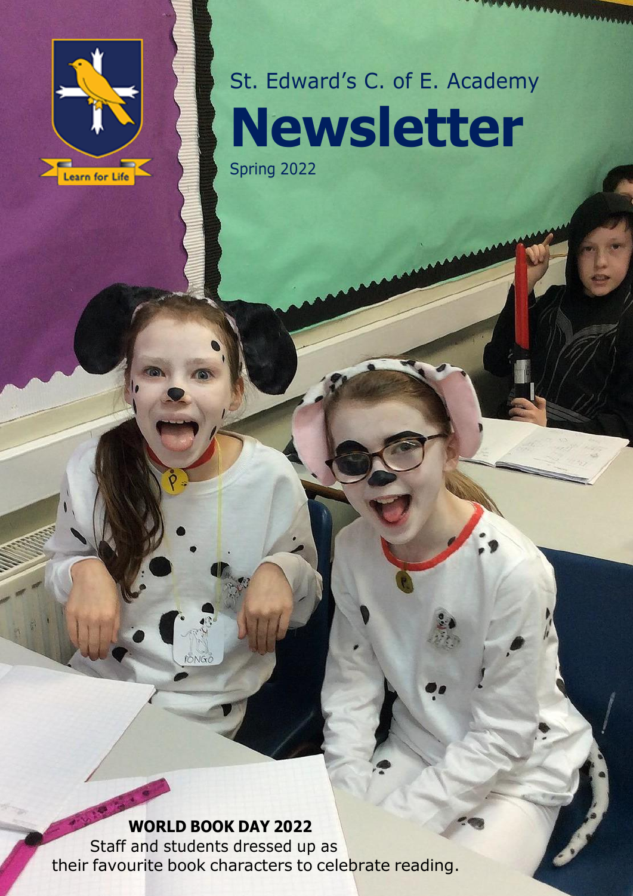Learn for Life

St. Edward's C. of E. Academy

# Newsletter

Spring 2022

**WORLD BOOK DAY 2022**

Staff and students dressed up as their favourite book characters to celebrate reading.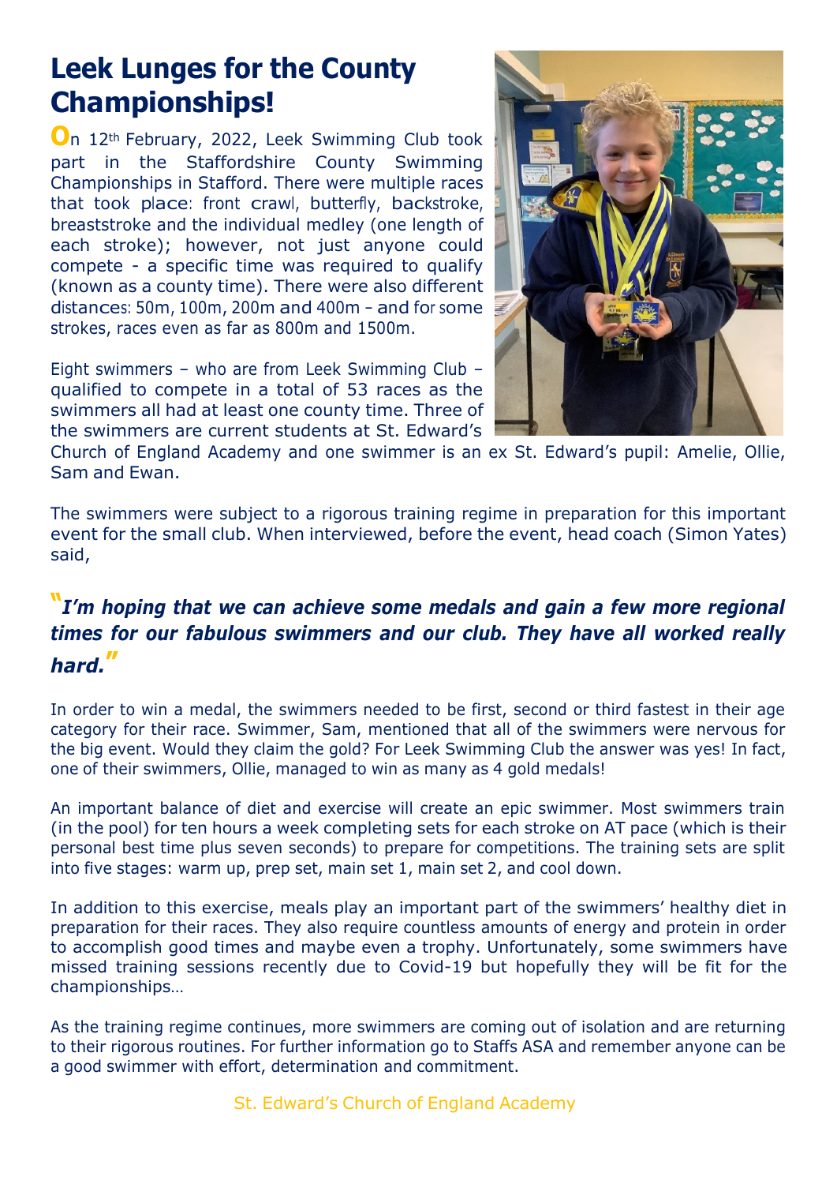# Leek Lunges for the County Championships!

On 12th February, 2022, Leek Swimming Club took part in the Staffordshire County Swimming Championships in Stafford. There were multiple races that took place: front crawl, butterfly, backstroke, breaststroke and the individual medley (one length of each stroke); however, not just anyone could compete - a specific time was required to qualify (known as a county time). There were also different distances: 50m, 100m, 200m and 400m – and for some strokes, races even as far as 800m and 1500m.

Eight swimmers – who are from Leek Swimming Club – qualified to compete in a total of 53 races as the swimmers all had at least one county time. Three of the swimmers are current students at St. Edward's Church of England Academy and one swimmer is an ex St. Edward's pupil: Amelie, Ollie, Sam and Ewan.

The swimmers were subject to a rigorous training regime in preparation for this important event for the small club. When interviewed, before the event, head coach (Simon Yates) said,

***"I'm hoping that we can achieve some medals and gain a few more regional times for our fabulous swimmers and our club. They have all worked really hard."***

In order to win a medal, the swimmers needed to be first, second or third fastest in their age category for their race. Swimmer, Sam, mentioned that all of the swimmers were nervous for the big event. Would they claim the gold? For Leek Swimming Club the answer was yes! In fact, one of their swimmers, Ollie, managed to win as many as 4 gold medals!

An important balance of diet and exercise will create an epic swimmer. Most swimmers train (in the pool) for ten hours a week completing sets for each stroke on AT pace (which is their personal best time plus seven seconds) to prepare for competitions. The training sets are split into five stages: warm up, prep set, main set 1, main set 2, and cool down.

In addition to this exercise, meals play an important part of the swimmers' healthy diet in preparation for their races. They also require countless amounts of energy and protein in order to accomplish good times and maybe even a trophy. Unfortunately, some swimmers have missed training sessions recently due to Covid-19 but hopefully they will be fit for the championships…

As the training regime continues, more swimmers are coming out of isolation and are returning to their rigorous routines. For further information go to Staffs ASA and remember anyone can be a good swimmer with effort, determination and commitment.

St. Edward's Church of England Academy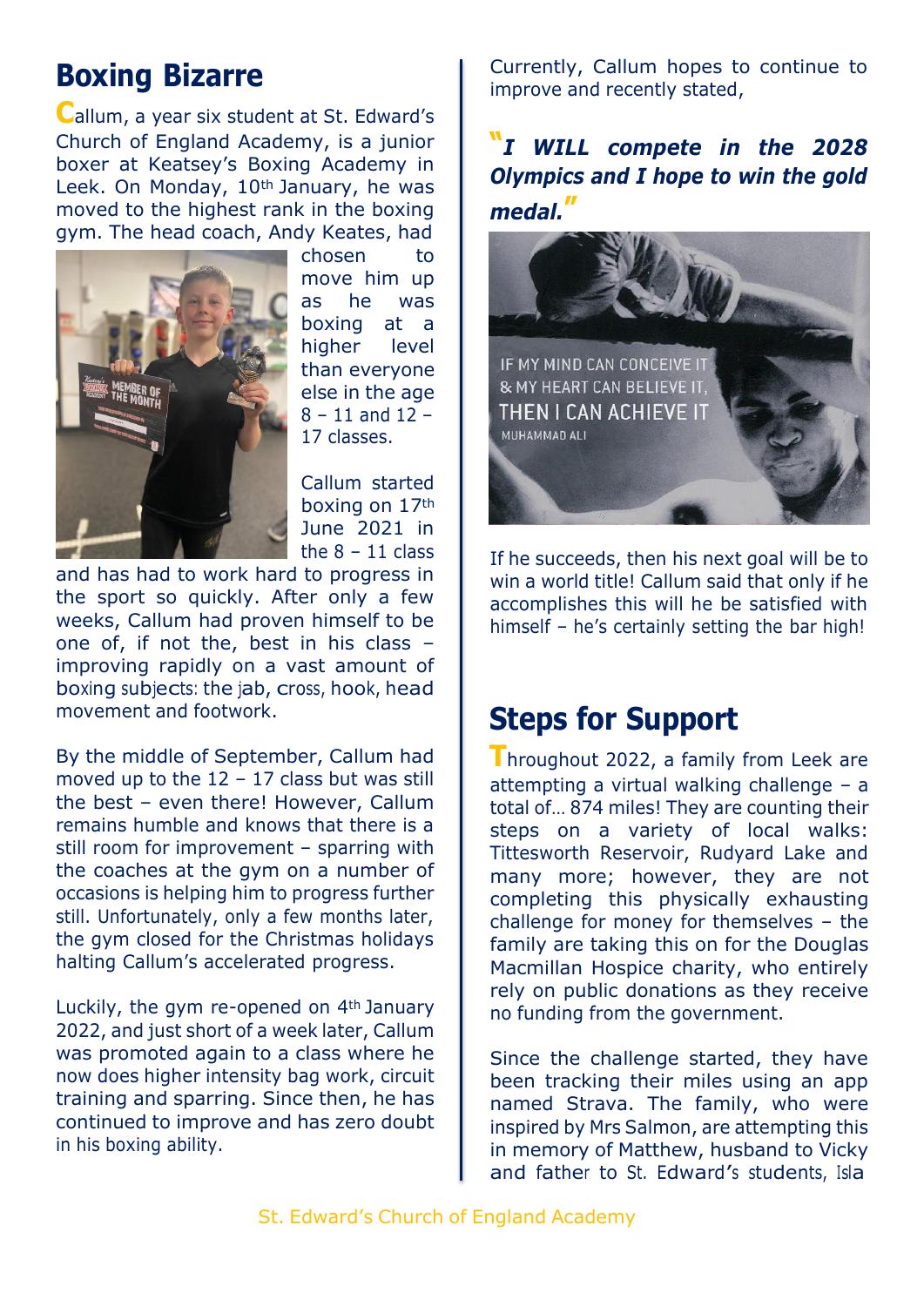## Boxing Bizarre

Callum, a year six student at St. Edward's Church of England Academy, is a junior boxer at Keatsey's Boxing Academy in Leek. On Monday, 10th January, he was moved to the highest rank in the boxing gym. The head coach, Andy Keates, had chosen to move him up as he was boxing at a higher level than everyone else in the age 8 – 11 and 12 – 17 classes.

Callum started boxing on 17th June 2021 in the 8 – 11 class and has had to work hard to progress in the sport so quickly. After only a few weeks, Callum had proven himself to be one of, if not the, best in his class – improving rapidly on a vast amount of boxing subjects: the jab, cross, hook, head movement and footwork.

By the middle of September, Callum had moved up to the 12 – 17 class but was still the best – even there! However, Callum remains humble and knows that there is a still room for improvement – sparring with the coaches at the gym on a number of occasions is helping him to progress further still. Unfortunately, only a few months later, the gym closed for the Christmas holidays halting Callum's accelerated progress.

Luckily, the gym re-opened on 4th January 2022, and just short of a week later, Callum was promoted again to a class where he now does higher intensity bag work, circuit training and sparring. Since then, he has continued to improve and has zero doubt in his boxing ability.

Currently, Callum hopes to continue to improve and recently stated,

***"I WILL compete in the 2028 Olympics and I hope to win the gold medal."***

If he succeeds, then his next goal will be to win a world title! Callum said that only if he accomplishes this will he be satisfied with himself – he's certainly setting the bar high!

## Steps for Support

Throughout 2022, a family from Leek are attempting a virtual walking challenge – a total of… 874 miles! They are counting their steps on a variety of local walks: Tittesworth Reservoir, Rudyard Lake and many more; however, they are not completing this physically exhausting challenge for money for themselves – the family are taking this on for the Douglas Macmillan Hospice charity, who entirely rely on public donations as they receive no funding from the government.

Since the challenge started, they have been tracking their miles using an app named Strava. The family, who were inspired by Mrs Salmon, are attempting this in memory of Matthew, husband to Vicky and father to St. Edward's students, Isla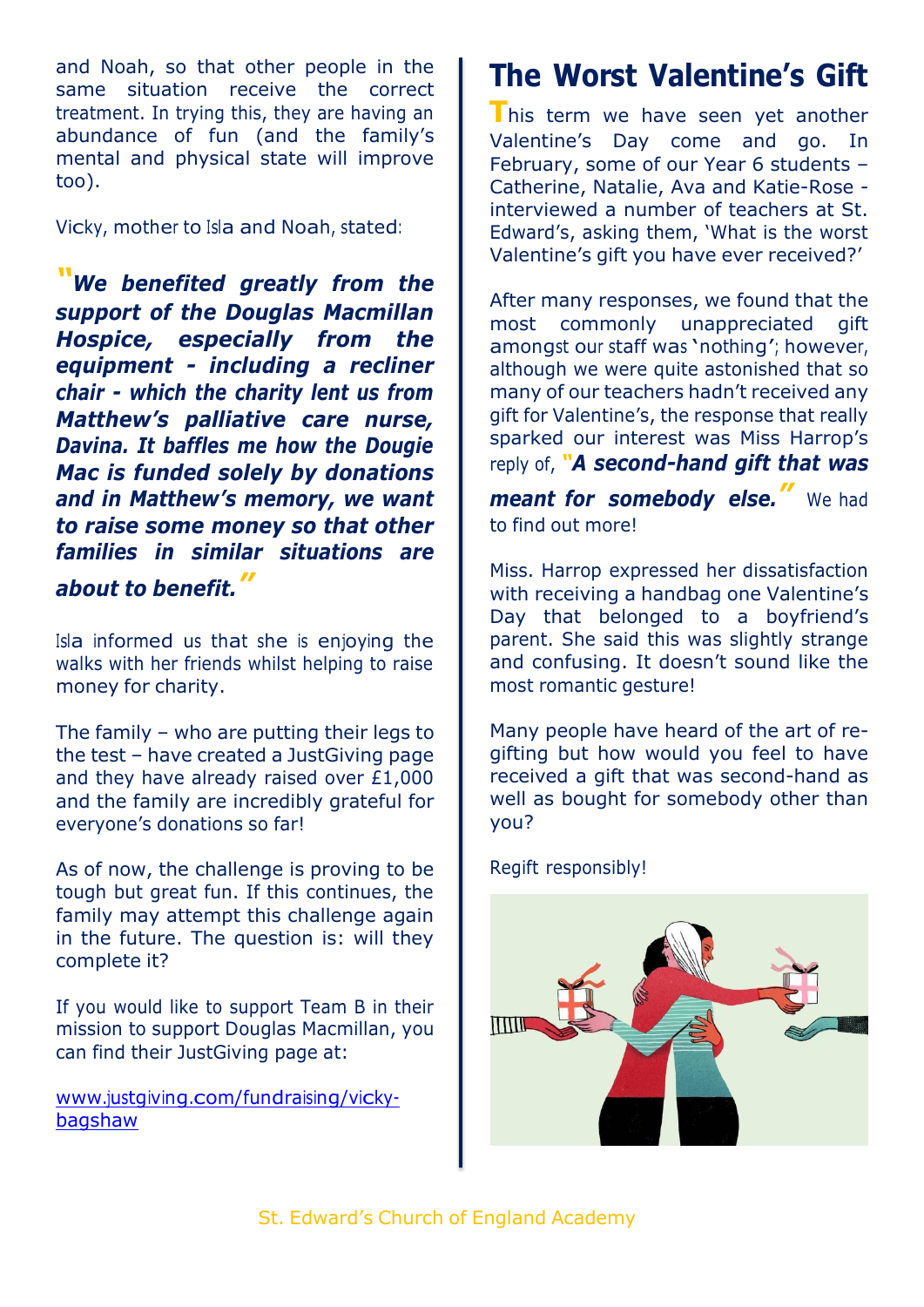and Noah, so that other people in the same situation receive the correct treatment. In trying this, they are having an abundance of fun (and the family's mental and physical state will improve too).

Vicky, mother to Isla and Noah, stated:

***"We benefited greatly from the support of the Douglas Macmillan Hospice, especially from the equipment - including a recliner chair - which the charity lent us from Matthew's palliative care nurse, Davina. It baffles me how the Dougie Mac is funded solely by donations and in Matthew's memory, we want to raise some money so that other families in similar situations are about to benefit."***

Isla informed us that she is enjoying the walks with her friends whilst helping to raise money for charity.

The family – who are putting their legs to the test – have created a JustGiving page and they have already raised over £1,000 and the family are incredibly grateful for everyone's donations so far!

As of now, the challenge is proving to be tough but great fun. If this continues, the family may attempt this challenge again in the future. The question is: will they complete it?

If you would like to support Team B in their mission to support Douglas Macmillan, you can find their JustGiving page at:

[www.justgiving.com/fundraising/vicky-bagshaw](www.justgiving.com/fundraising/vicky-bagshaw)

# The Worst Valentine's Gift

This term we have seen yet another Valentine's Day come and go. In February, some of our Year 6 students – Catherine, Natalie, Ava and Katie-Rose - interviewed a number of teachers at St. Edward's, asking them, 'What is the worst Valentine's gift you have ever received?'

After many responses, we found that the most commonly unappreciated gift amongst our staff was 'nothing'; however, although we were quite astonished that so many of our teachers hadn't received any gift for Valentine's, the response that really sparked our interest was Miss Harrop's reply of, ***"A second-hand gift that was meant for somebody else."*** We had to find out more!

Miss. Harrop expressed her dissatisfaction with receiving a handbag one Valentine's Day that belonged to a boyfriend's parent. She said this was slightly strange and confusing. It doesn't sound like the most romantic gesture!

Many people have heard of the art of re-gifting but how would you feel to have received a gift that was second-hand as well as bought for somebody other than you?

Regift responsibly!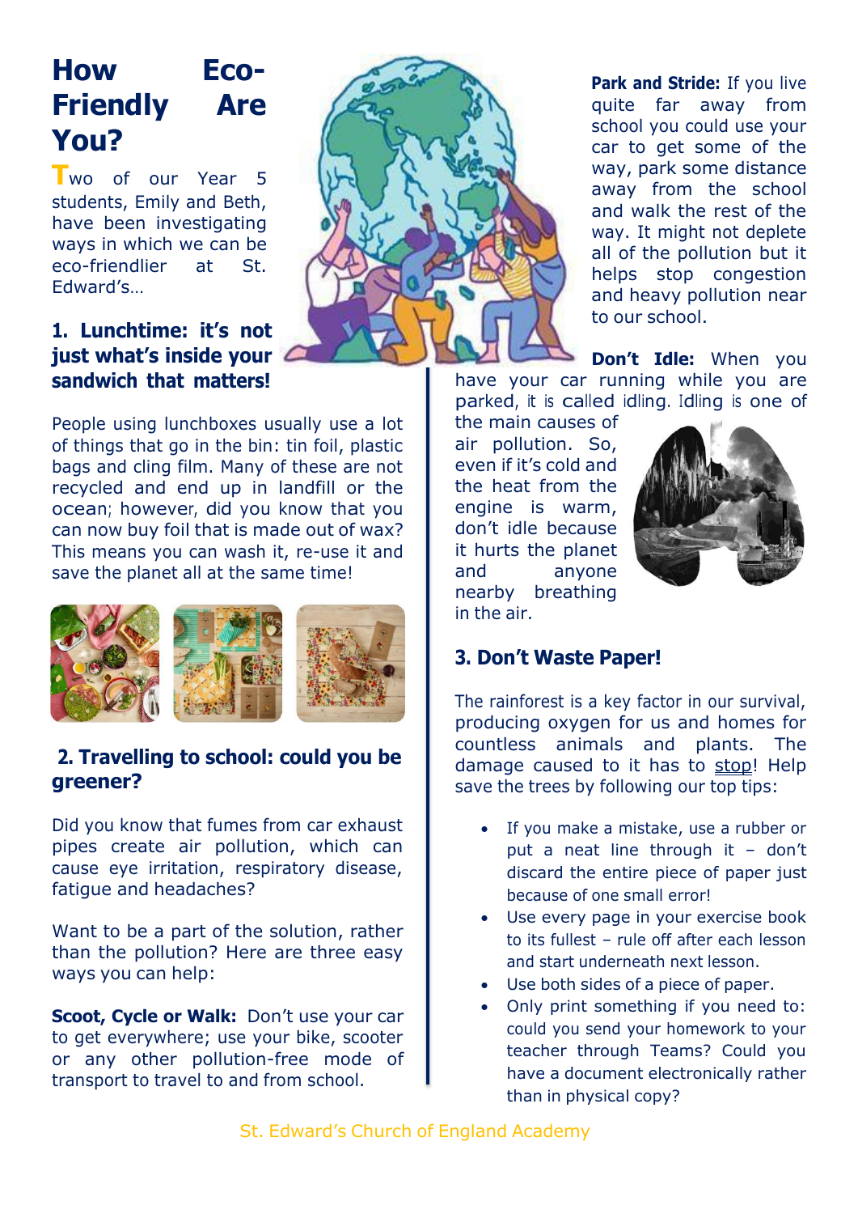# How Eco-Friendly Are You?

Two of our Year 5 students, Emily and Beth, have been investigating ways in which we can be eco-friendlier at St. Edward's…

## 1. Lunchtime: it's not just what's inside your sandwich that matters!

People using lunchboxes usually use a lot of things that go in the bin: tin foil, plastic bags and cling film. Many of these are not recycled and end up in landfill or the ocean; however, did you know that you can now buy foil that is made out of wax? This means you can wash it, re-use it and save the planet all at the same time!

## 2. Travelling to school: could you be greener?

Did you know that fumes from car exhaust pipes create air pollution, which can cause eye irritation, respiratory disease, fatigue and headaches?

Want to be a part of the solution, rather than the pollution? Here are three easy ways you can help:

**Scoot, Cycle or Walk:** Don't use your car to get everywhere; use your bike, scooter or any other pollution-free mode of transport to travel to and from school.

**Park and Stride:** If you live quite far away from school you could use your car to get some of the way, park some distance away from the school and walk the rest of the way. It might not deplete all of the pollution but it helps stop congestion and heavy pollution near to our school.

**Don't Idle:** When you have your car running while you are parked, it is called idling. Idling is one of the main causes of air pollution. So, even if it's cold and the heat from the engine is warm, don't idle because it hurts the planet and anyone nearby breathing in the air.

## 3. Don't Waste Paper!

The rainforest is a key factor in our survival, producing oxygen for us and homes for countless animals and plants. The damage caused to it has to stop! Help save the trees by following our top tips:

- If you make a mistake, use a rubber or put a neat line through it – don't discard the entire piece of paper just because of one small error!
- Use every page in your exercise book to its fullest – rule off after each lesson and start underneath next lesson.
- Use both sides of a piece of paper.
- Only print something if you need to: could you send your homework to your teacher through Teams? Could you have a document electronically rather than in physical copy?

St. Edward's Church of England Academy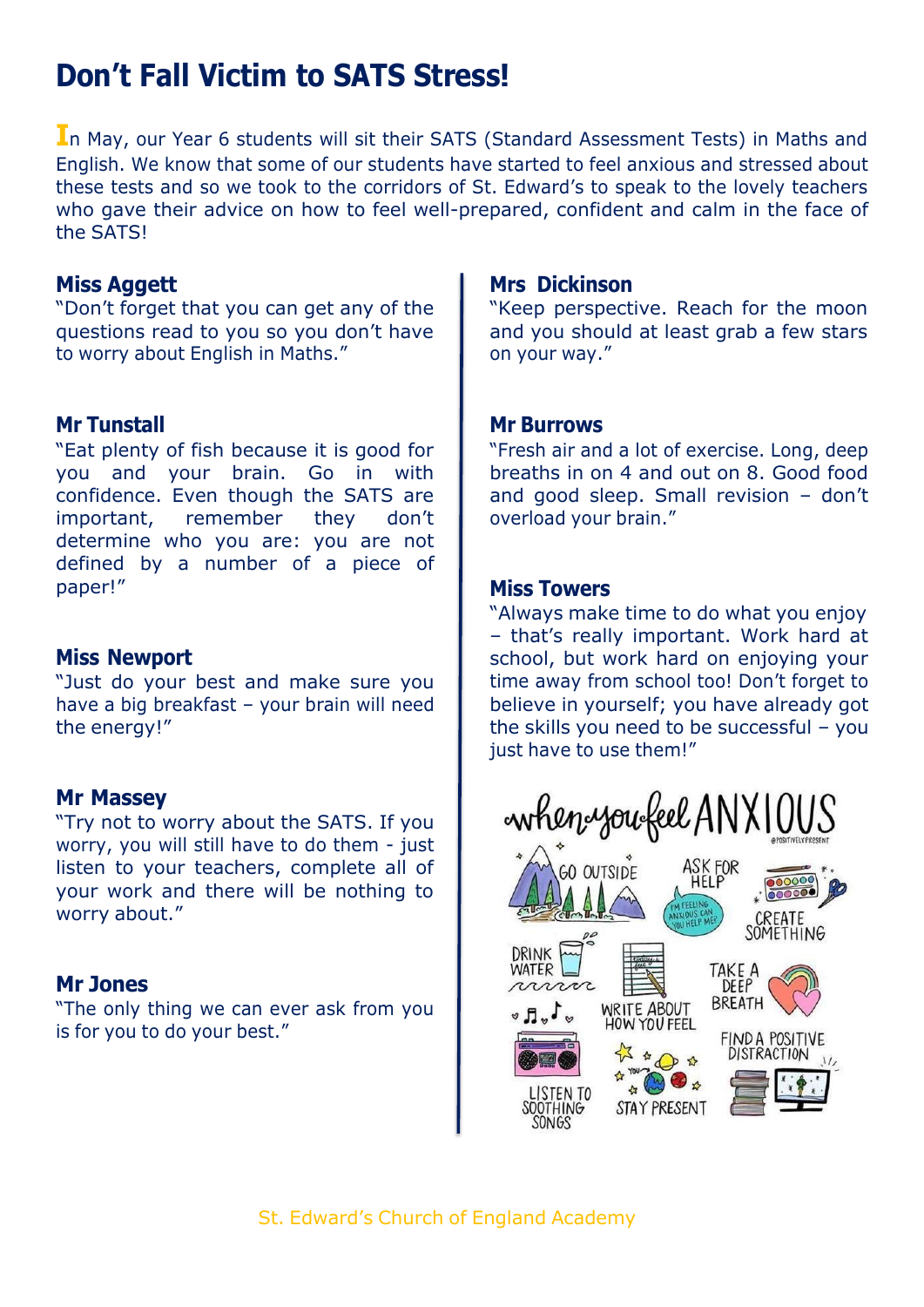# Don't Fall Victim to SATS Stress!

In May, our Year 6 students will sit their SATS (Standard Assessment Tests) in Maths and English. We know that some of our students have started to feel anxious and stressed about these tests and so we took to the corridors of St. Edward's to speak to the lovely teachers who gave their advice on how to feel well-prepared, confident and calm in the face of the SATS!

**Miss Aggett**
"Don't forget that you can get any of the questions read to you so you don't have to worry about English in Maths."

**Mr Tunstall**
"Eat plenty of fish because it is good for you and your brain. Go in with confidence. Even though the SATS are important, remember they don't determine who you are: you are not defined by a number of a piece of paper!"

**Miss Newport**
"Just do your best and make sure you have a big breakfast – your brain will need the energy!"

**Mr Massey**
"Try not to worry about the SATS. If you worry, you will still have to do them - just listen to your teachers, complete all of your work and there will be nothing to worry about."

**Mr Jones**
"The only thing we can ever ask from you is for you to do your best."

**Mrs Dickinson**
"Keep perspective. Reach for the moon and you should at least grab a few stars on your way."

**Mr Burrows**
"Fresh air and a lot of exercise. Long, deep breaths in on 4 and out on 8. Good food and good sleep. Small revision – don't overload your brain."

**Miss Towers**
"Always make time to do what you enjoy – that's really important. Work hard at school, but work hard on enjoying your time away from school too! Don't forget to believe in yourself; you have already got the skills you need to be successful – you just have to use them!"

when you feel ANXIOUS

- GO OUTSIDE
- ASK FOR HELP
- CREATE SOMETHING
- DRINK WATER
- WRITE ABOUT HOW YOU FEEL
- TAKE A DEEP BREATH
- FIND A POSITIVE DISTRACTION
- LISTEN TO SOOTHING SONGS
- STAY PRESENT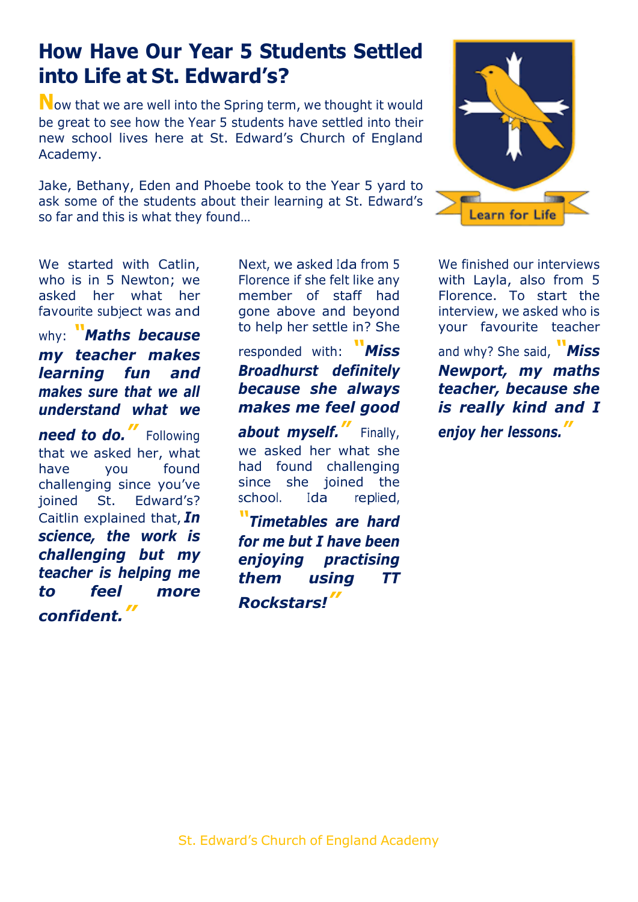# How Have Our Year 5 Students Settled into Life at St. Edward's?

Now that we are well into the Spring term, we thought it would be great to see how the Year 5 students have settled into their new school lives here at St. Edward's Church of England Academy.

Jake, Bethany, Eden and Phoebe took to the Year 5 yard to ask some of the students about their learning at St. Edward's so far and this is what they found…

We started with Catlin, who is in 5 Newton; we asked her what her favourite subject was and why: ***"Maths because my teacher makes learning fun and makes sure that we all understand what we need to do."*** Following that we asked her, what have you found challenging since you've joined St. Edward's? Caitlin explained that, ***In science, the work is challenging but my teacher is helping me to feel more confident."***

Next, we asked Ida from 5 Florence if she felt like any member of staff had gone above and beyond to help her settle in? She responded with: ***"Miss Broadhurst definitely because she always makes me feel good about myself."*** Finally, we asked her what she had found challenging since she joined the school. Ida replied, ***"Timetables are hard for me but I have been enjoying practising them using TT Rockstars!"***

We finished our interviews with Layla, also from 5 Florence. To start the interview, we asked who is your favourite teacher and why? She said, ***"Miss Newport, my maths teacher, because she is really kind and I enjoy her lessons."***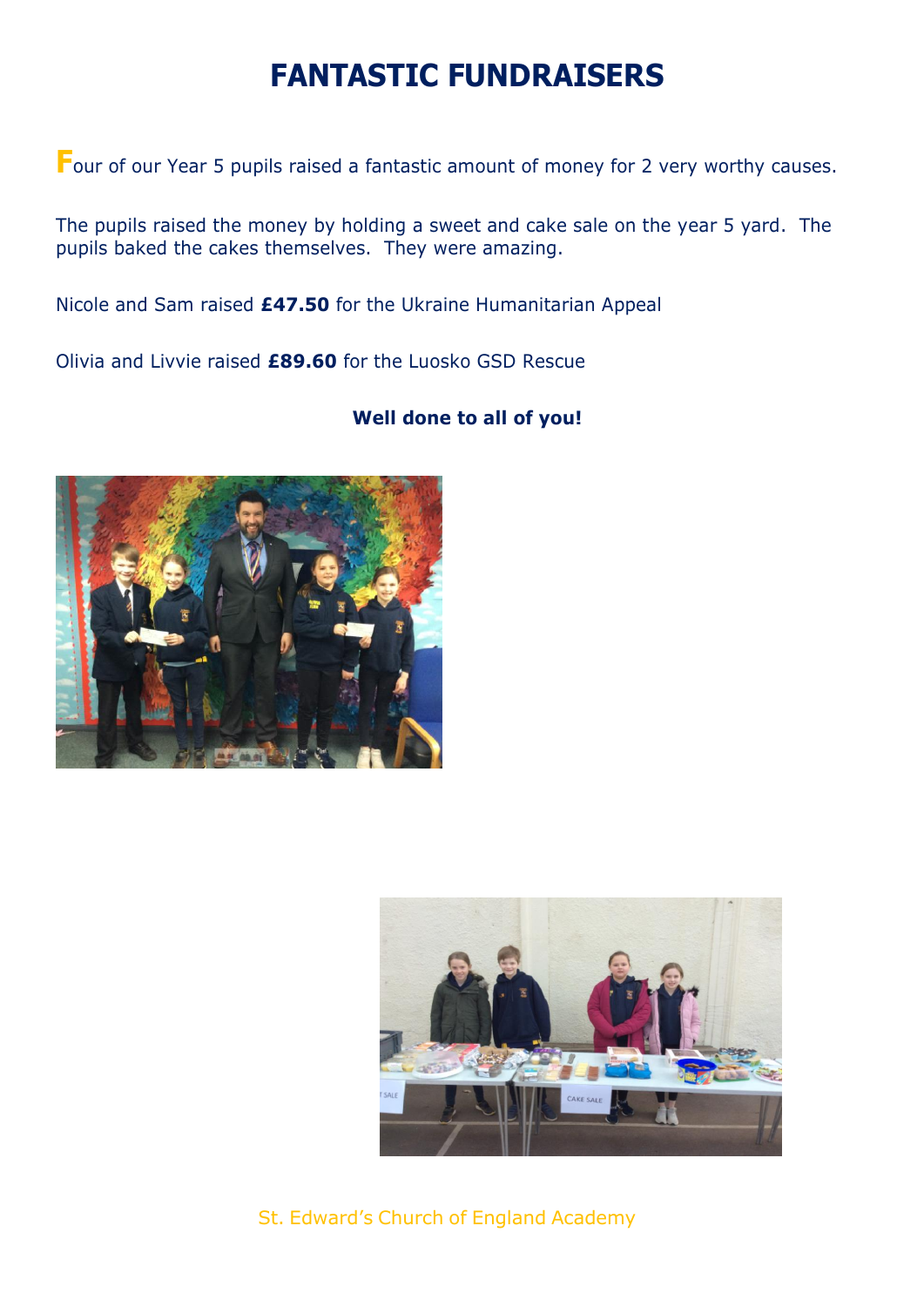# FANTASTIC FUNDRAISERS

Four of our Year 5 pupils raised a fantastic amount of money for 2 very worthy causes.

The pupils raised the money by holding a sweet and cake sale on the year 5 yard. The pupils baked the cakes themselves. They were amazing.

Nicole and Sam raised **£47.50** for the Ukraine Humanitarian Appeal

Olivia and Livvie raised **£89.60** for the Luosko GSD Rescue

**Well done to all of you!**

St. Edward's Church of England Academy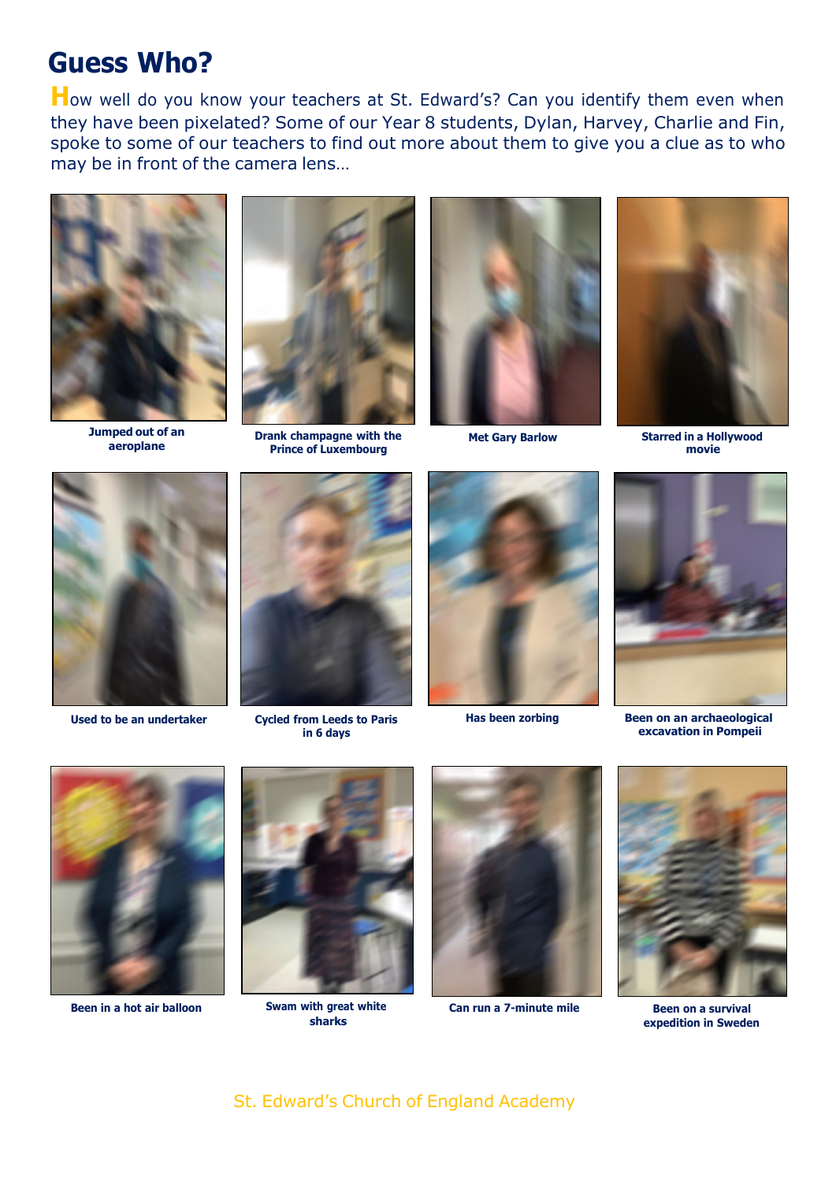# Guess Who?

How well do you know your teachers at St. Edward's? Can you identify them even when they have been pixelated? Some of our Year 8 students, Dylan, Harvey, Charlie and Fin, spoke to some of our teachers to find out more about them to give you a clue as to who may be in front of the camera lens…

**Jumped out of an aeroplane**

**Drank champagne with the Prince of Luxembourg**

**Met Gary Barlow**

**Starred in a Hollywood movie**

**Used to be an undertaker**

**Cycled from Leeds to Paris in 6 days**

**Has been zorbing**

**Been on an archaeological excavation in Pompeii**

**Been in a hot air balloon**

**Swam with great white sharks**

**Can run a 7-minute mile**

**Been on a survival expedition in Sweden**

St. Edward's Church of England Academy